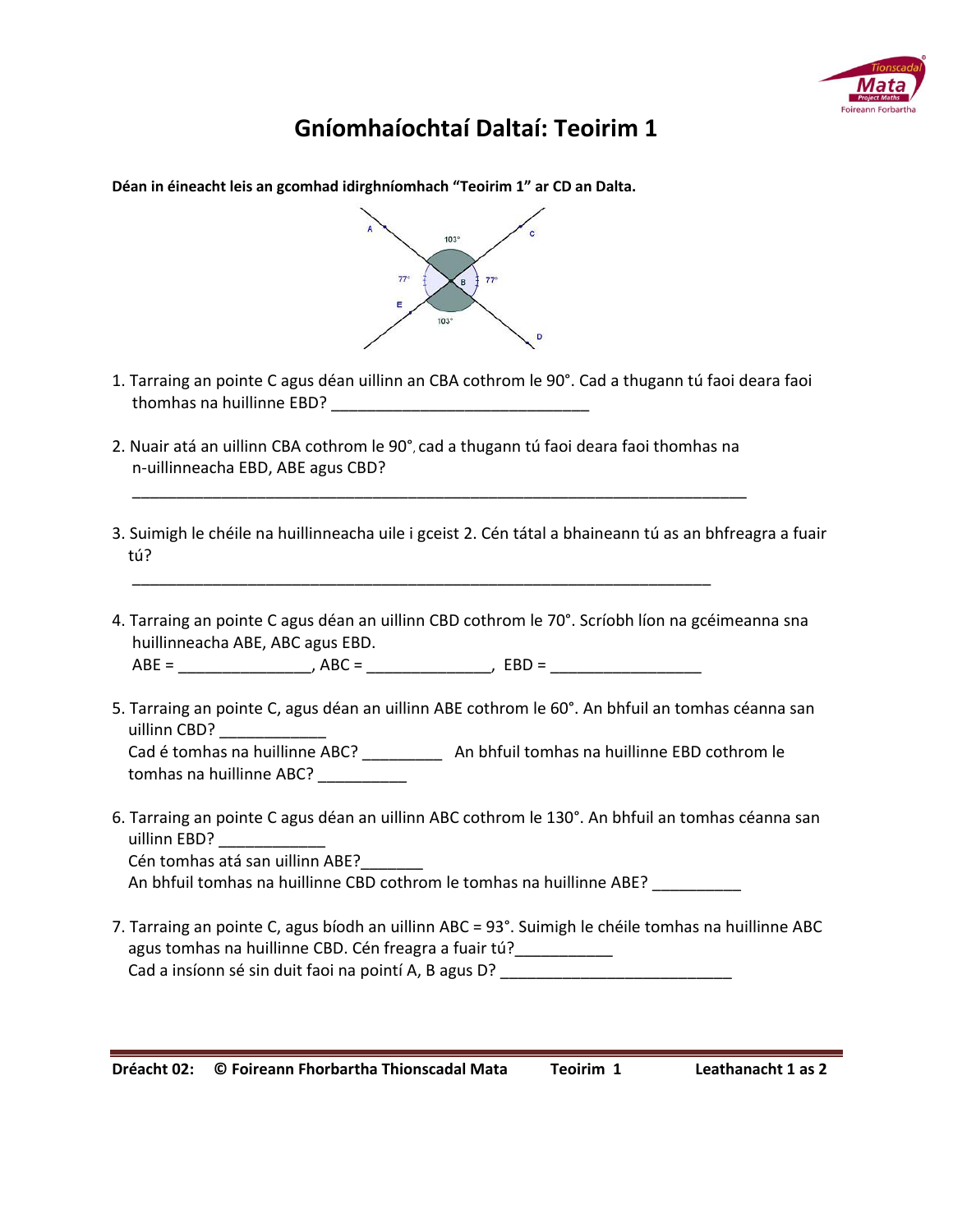# Gníomhaíochtaí Daltaí: Teoirim 1

**Déan in éineacht leis an gcomhad idirghníomhach "Teoirim 1" ar CD an Dalta.**

1. Tarraing an pointe C agus déan uillinn an CBA cothrom le 90°. Cad a thugann tú faoi deara faoi thomhas na huillinne EBD? ______________________________

2. Nuair atá an uillinn CBA cothrom le 90°, cad a thugann tú faoi deara faoi thomhas na n-uillinneacha EBD, ABE agus CBD?
   ________________________________________________________________________

3. Suimigh le chéile na huillinneacha uile i gceist 2. Cén tátal a bhaineann tú as an bhfreagra a fuair tú?
   ____________________________________________________________________

4. Tarraing an pointe C agus déan an uillinn CBD cothrom le 70°. Scríobh líon na gcéimeanna sna huillinneacha ABE, ABC agus EBD.
   ABE = _______________, ABC = ______________, EBD = _________________

5. Tarraing an pointe C, agus déan an uillinn ABE cothrom le 60°. An bhfuil an tomhas céanna san uillinn CBD? ____________
   Cad é tomhas na huillinne ABC? _________ An bhfuil tomhas na huillinne EBD cothrom le tomhas na huillinne ABC? __________

6. Tarraing an pointe C agus déan an uillinn ABC cothrom le 130°. An bhfuil an tomhas céanna san uillinn EBD? ____________
   Cén tomhas atá san uillinn ABE?_______
   An bhfuil tomhas na huillinne CBD cothrom le tomhas na huillinne ABE? __________

7. Tarraing an pointe C, agus bíodh an uillinn ABC = 93°. Suimigh le chéile tomhas na huillinne ABC agus tomhas na huillinne CBD. Cén freagra a fuair tú?___________
   Cad a insíonn sé sin duit faoi na pointí A, B agus D? __________________________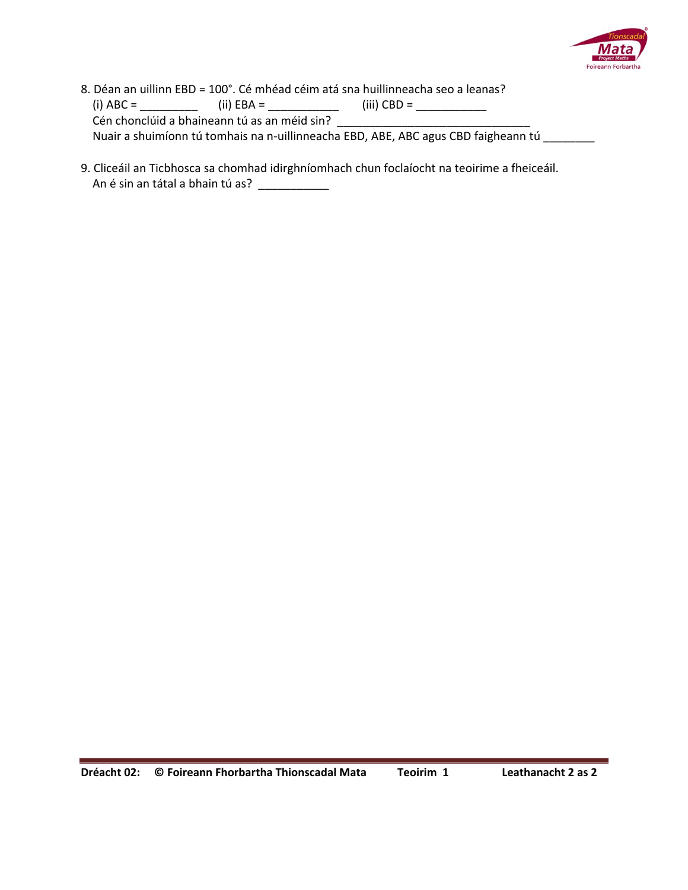8. Déan an uillinn EBD = 100°. Cé mhéad céim atá sna huillinneacha seo a leanas?

   (i) ABC = _________ (ii) EBA = ___________ (iii) CBD = ___________

   Cén chonclúid a bhaineann tú as an méid sin? ______________________________

   Nuair a shuimíonn tú tomhais na n-uillinneacha EBD, ABE, ABC agus CBD faigheann tú ________

9. Cliceáil an Ticbhosca sa chomhad idirghníomhach chun foclaíocht na teoirime a fheiceáil.

   An é sin an tátal a bhain tú as? ___________